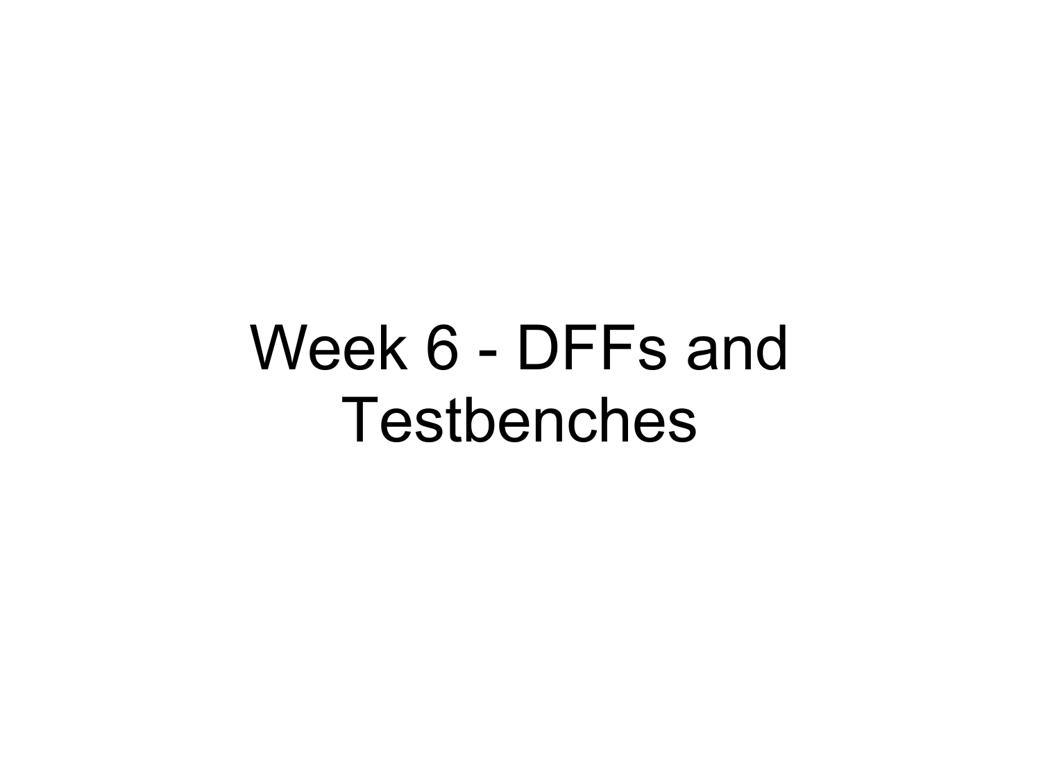# Week 6 - DFFs and Testbenches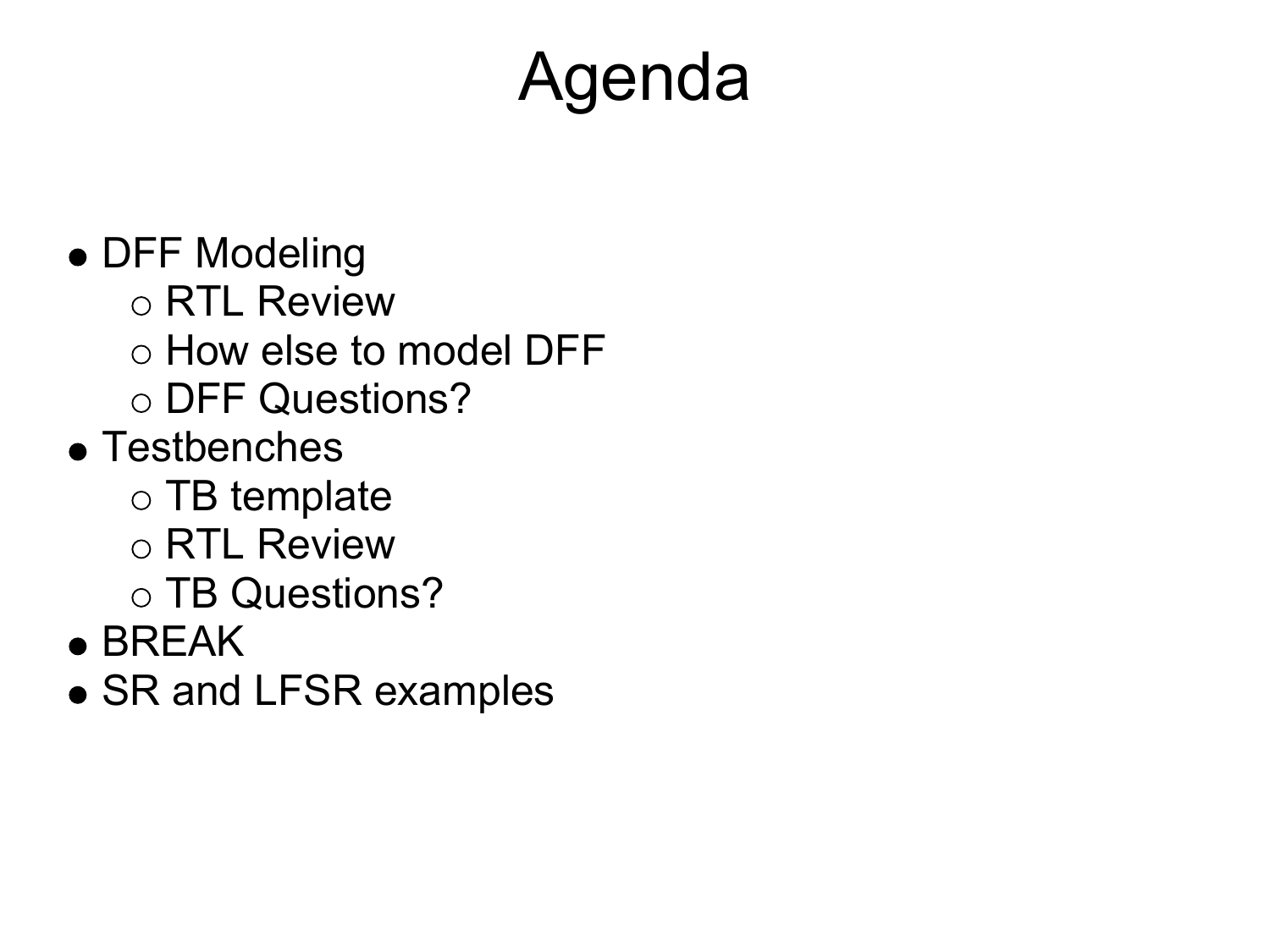# Agenda

- DFF Modeling
  - RTL Review
  - How else to model DFF
  - DFF Questions?
- Testbenches
  - TB template
  - RTL Review
  - TB Questions?
- BREAK
- SR and LFSR examples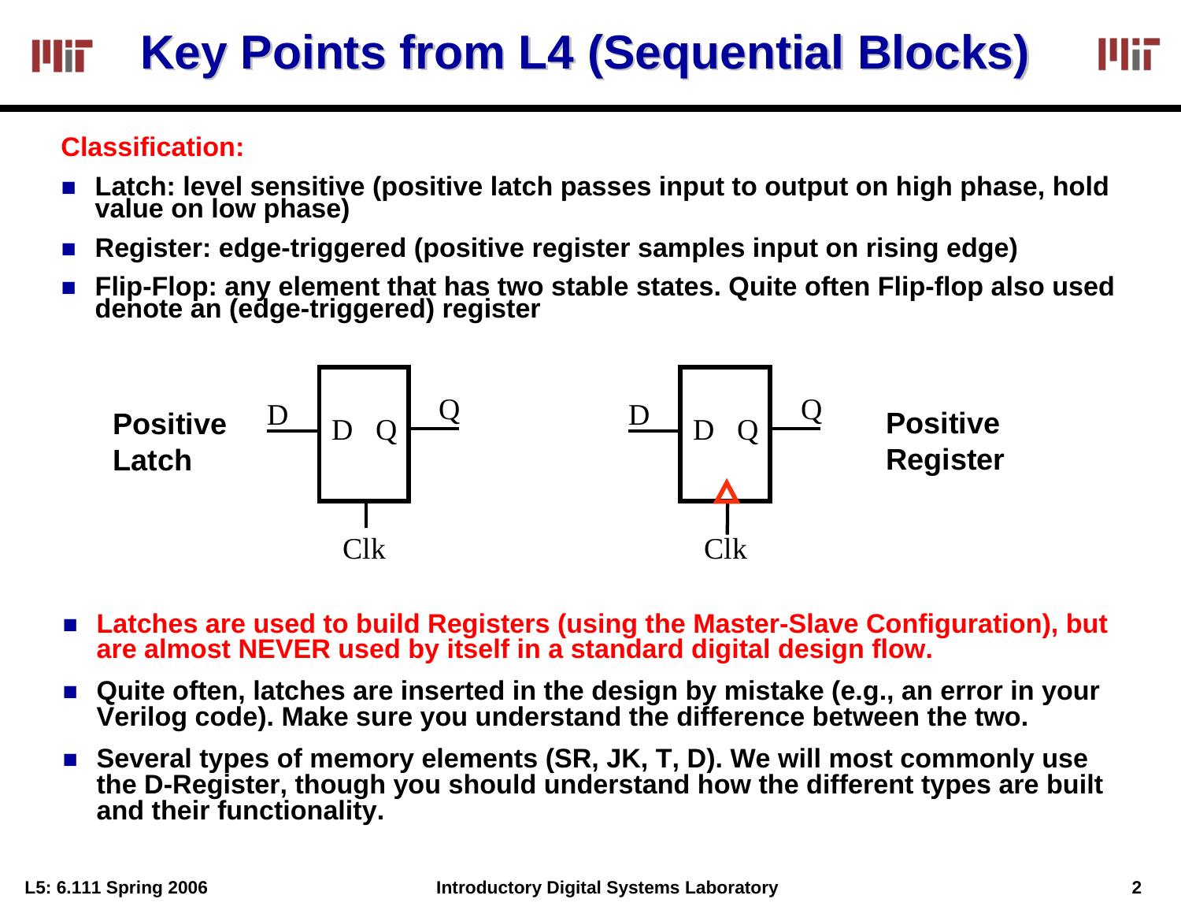# Key Points from L4 (Sequential Blocks)

**Classification:**

- **Latch: level sensitive (positive latch passes input to output on high phase, hold value on low phase)**
- **Register: edge-triggered (positive register samples input on rising edge)**
- **Flip-Flop: any element that has two stable states. Quite often Flip-flop also used denote an (edge-triggered) register**

**Positive Latch**

**Positive Register**

- **Latches are used to build Registers (using the Master-Slave Configuration), but are almost NEVER used by itself in a standard digital design flow.**
- **Quite often, latches are inserted in the design by mistake (e.g., an error in your Verilog code). Make sure you understand the difference between the two.**
- **Several types of memory elements (SR, JK, T, D). We will most commonly use the D-Register, though you should understand how the different types are built and their functionality.**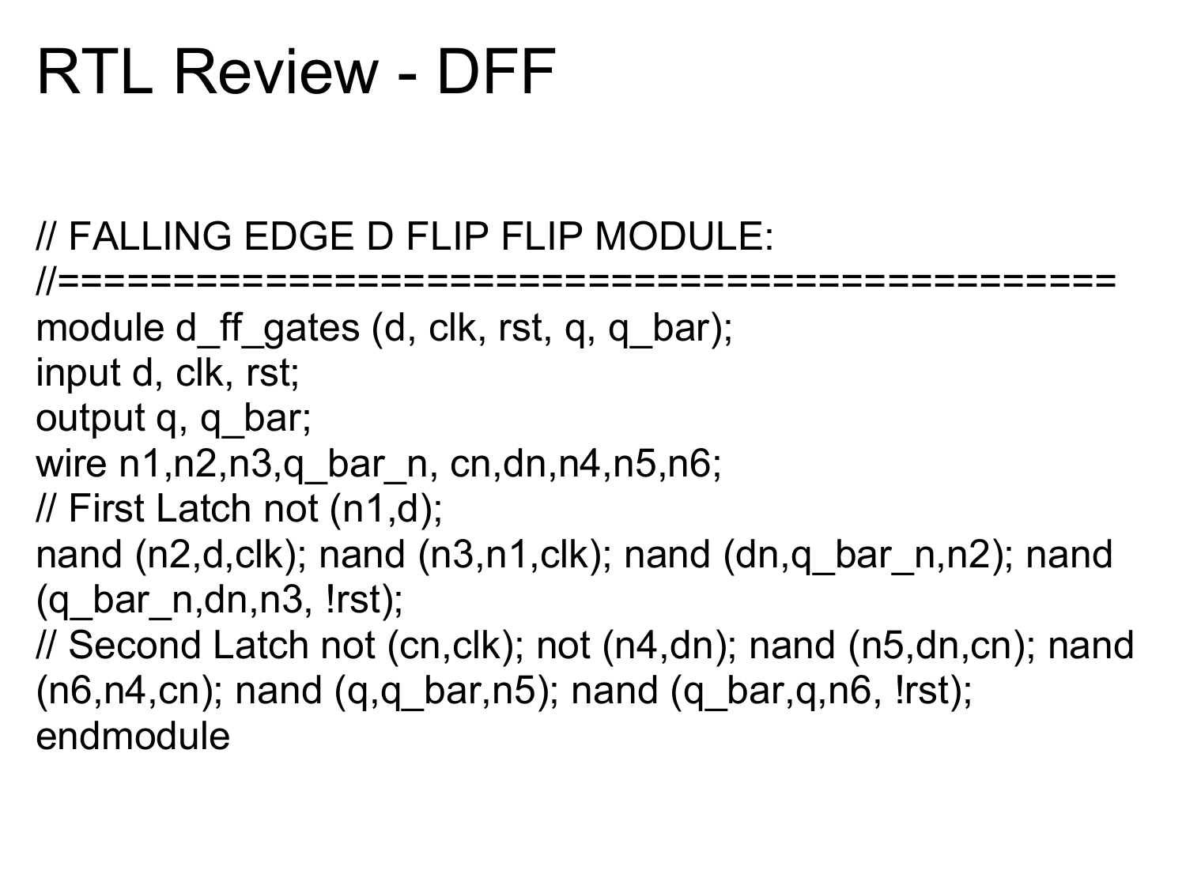# RTL Review - DFF

```
// FALLING EDGE D FLIP FLIP MODULE:
//============================================
module d_ff_gates (d, clk, rst, q, q_bar);
input d, clk, rst;
output q, q_bar;
wire n1,n2,n3,q_bar_n, cn,dn,n4,n5,n6;
// First Latch not (n1,d);
nand (n2,d,clk); nand (n3,n1,clk); nand (dn,q_bar_n,n2); nand
(q_bar_n,dn,n3, !rst);
// Second Latch not (cn,clk); not (n4,dn); nand (n5,dn,cn); nand
(n6,n4,cn); nand (q,q_bar,n5); nand (q_bar,q,n6, !rst);
endmodule
```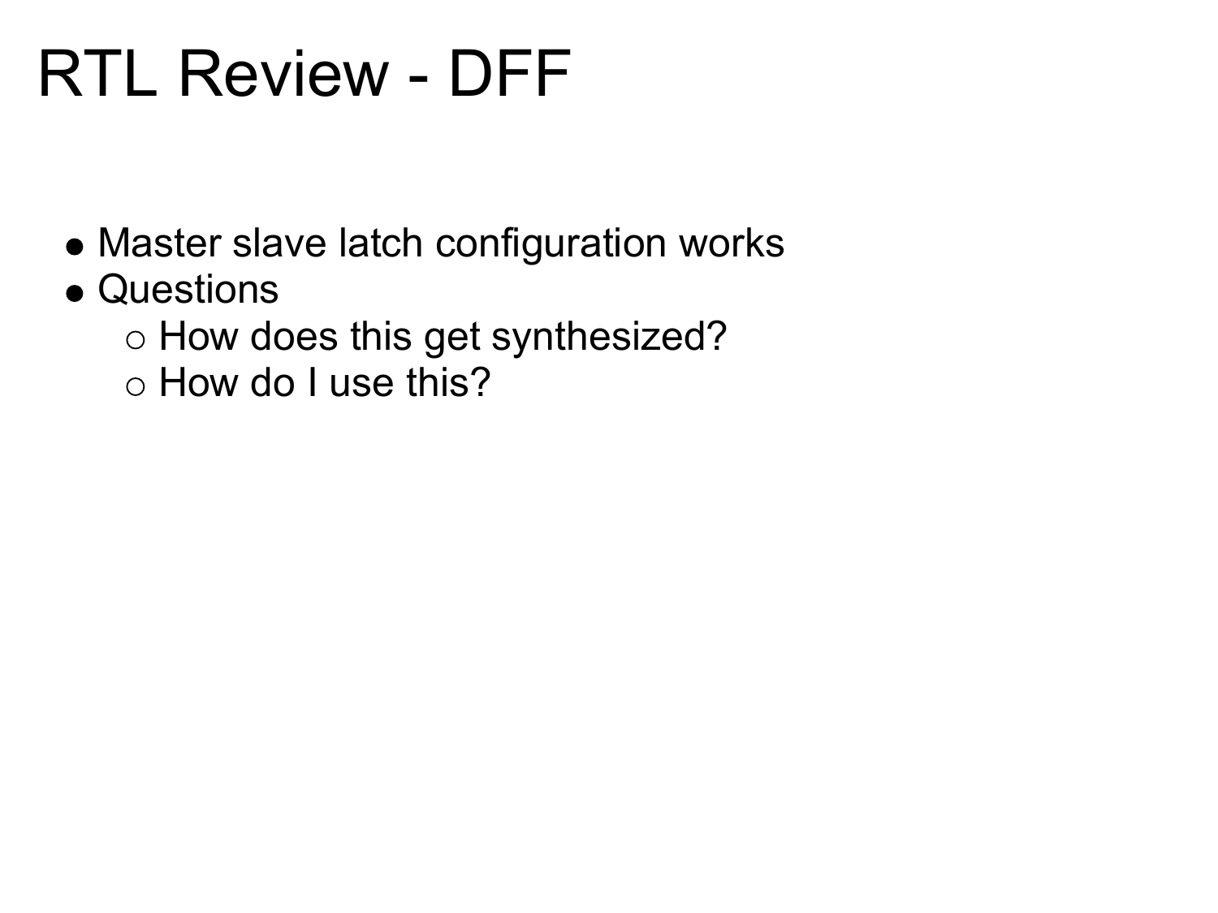# RTL Review - DFF

- Master slave latch configuration works
- Questions
  - How does this get synthesized?
  - How do I use this?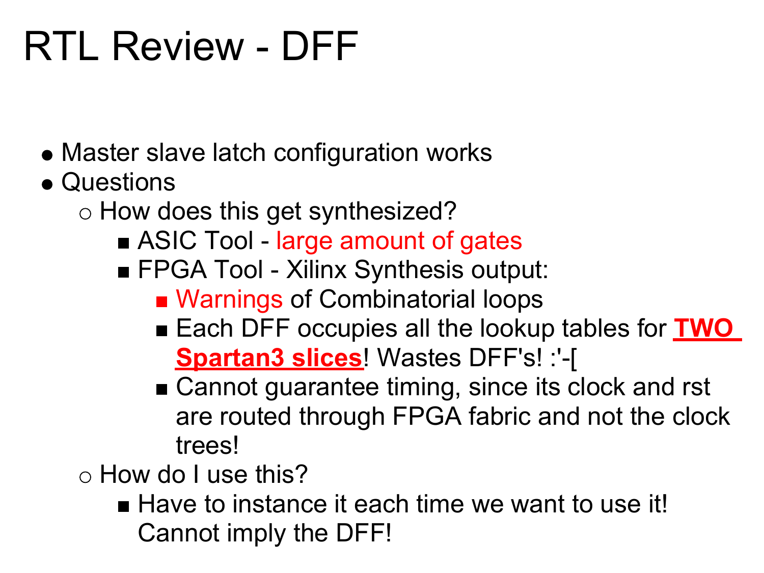# RTL Review - DFF

- Master slave latch configuration works
- Questions
    - How does this get synthesized?
        - ASIC Tool - large amount of gates
        - FPGA Tool - Xilinx Synthesis output:
            - Warnings of Combinatorial loops
            - Each DFF occupies all the lookup tables for **TWO Spartan3 slices**! Wastes DFF's! :'-[
            - Cannot guarantee timing, since its clock and rst are routed through FPGA fabric and not the clock trees!
    - How do I use this?
        - Have to instance it each time we want to use it! Cannot imply the DFF!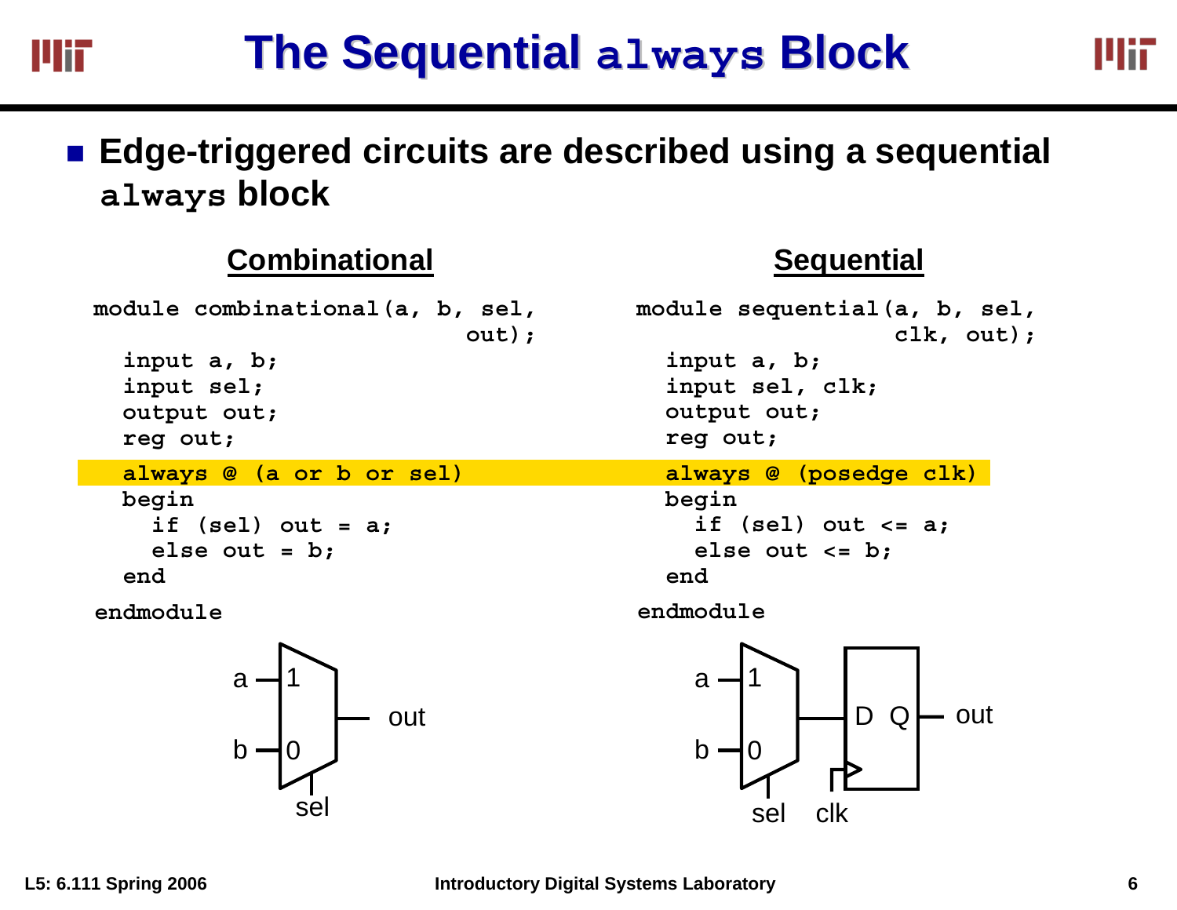# The Sequential `always` Block

- **Edge-triggered circuits are described using a sequential `always` block**

## Combinational

```
module combinational(a, b, sel,
                     out);
  input a, b;
  input sel;
  output out;
  reg out;

  always @ (a or b or sel)
  begin
    if (sel) out = a;
    else out = b;
  end

endmodule
```

## Sequential

```
module sequential(a, b, sel,
                  clk, out);
  input a, b;
  input sel, clk;
  output out;
  reg out;

  always @ (posedge clk)
  begin
    if (sel) out <= a;
    else out <= b;
  end

endmodule
```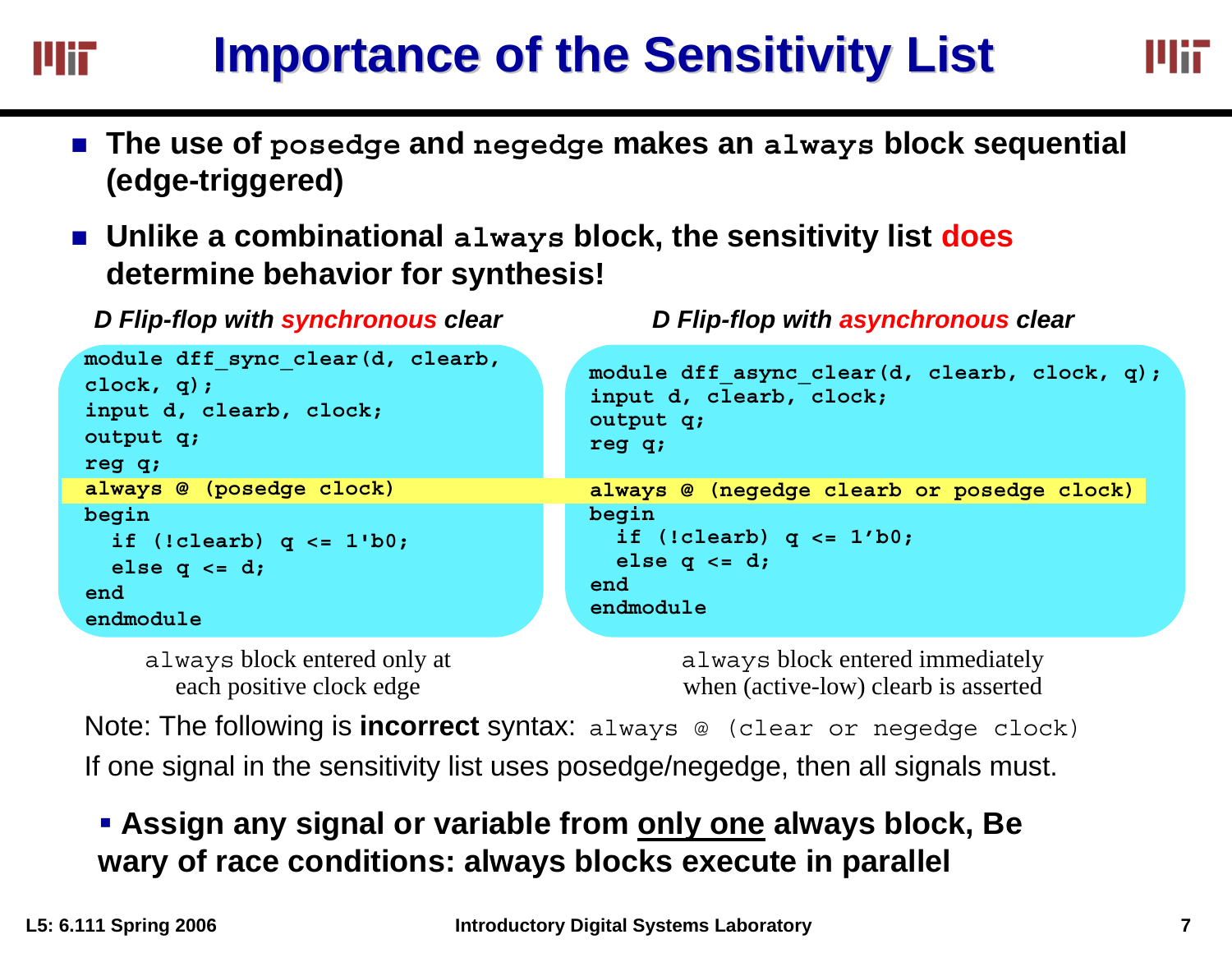# Importance of the Sensitivity List

- **The use of `posedge` and `negedge` makes an `always` block sequential (edge-triggered)**
- **Unlike a combinational `always` block, the sensitivity list does determine behavior for synthesis!**

***D Flip-flop with synchronous clear***

```
module dff_sync_clear(d, clearb,
clock, q);
input d, clearb, clock;
output q;
reg q;
always @ (posedge clock)
begin
  if (!clearb) q <= 1'b0;
  else q <= d;
end
endmodule
```

`always` block entered only at each positive clock edge

***D Flip-flop with asynchronous clear***

```
module dff_async_clear(d, clearb, clock, q);
input d, clearb, clock;
output q;
reg q;

always @ (negedge clearb or posedge clock)
begin
  if (!clearb) q <= 1'b0;
  else q <= d;
end
endmodule
```

`always` block entered immediately when (active-low) clearb is asserted

Note: The following is **incorrect** syntax: `always @ (clear or negedge clock)`

If one signal in the sensitivity list uses posedge/negedge, then all signals must.

- **Assign any signal or variable from only one always block, Be wary of race conditions: always blocks execute in parallel**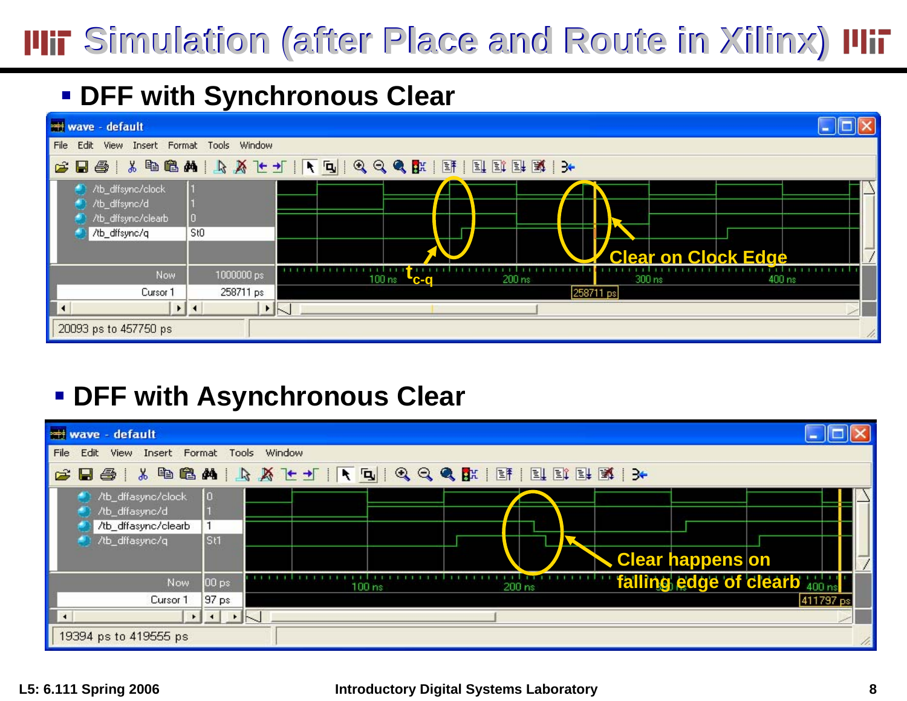# Simulation (after Place and Route in Xilinx)

- **DFF with Synchronous Clear**

wave - default

File Edit View Insert Format Tools Window

/tb_dffsync/clock 1
/tb_dffsync/d 1
/tb_dffsync/clearb 0
/tb_dffsync/q St0

Now 1000000 ps
Cursor 1 258711 ps

100 ns 200 ns 300 ns 400 ns

258711 ps

$t_{c-q}$

Clear on Clock Edge

20093 ps to 457750 ps

- **DFF with Asynchronous Clear**

wave - default

File Edit View Insert Format Tools Window

/tb_dffasync/clock 0
/tb_dffasync/d 1
/tb_dffasync/clearb 1
/tb_dffasync/q St1

Now 00 ps
Cursor 1 97 ps

100 ns 200 ns 400 ns

411797 ps

Clear happens on falling edge of clearb

19394 ps to 419555 ps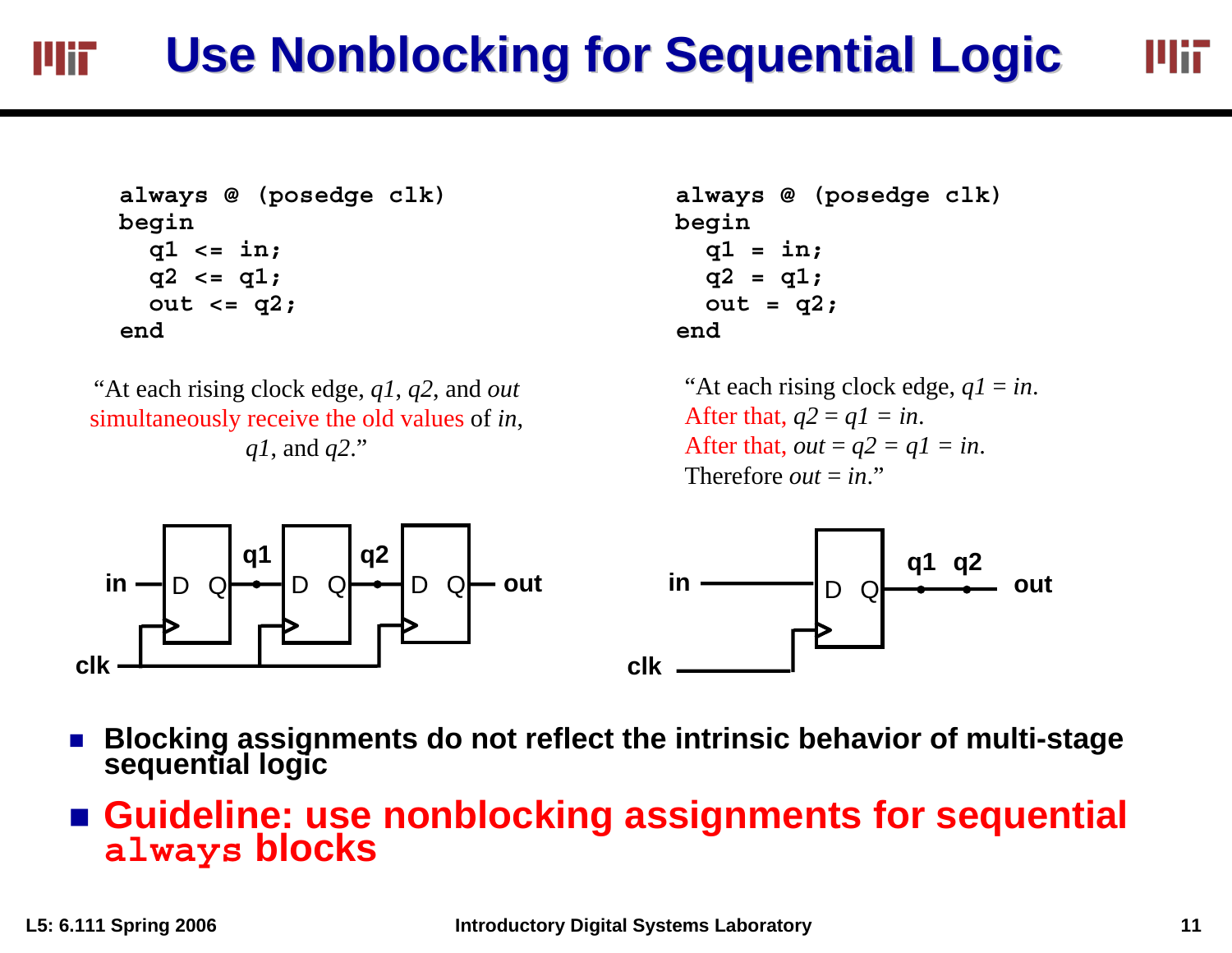# Use Nonblocking for Sequential Logic

```
always @ (posedge clk)
begin
  q1 <= in;
  q2 <= q1;
  out <= q2;
end
```

"At each rising clock edge, *q1*, *q2*, and *out* simultaneously receive the old values of *in*, *q1*, and *q2*."

```
always @ (posedge clk)
begin
  q1 = in;
  q2 = q1;
  out = q2;
end
```

"At each rising clock edge, *q1* = *in*. After that, *q2* = *q1* = *in*. After that, *out* = *q2* = *q1* = *in*. Therefore *out* = *in*."

- **Blocking assignments do not reflect the intrinsic behavior of multi-stage sequential logic**
- **Guideline: use nonblocking assignments for sequential `always` blocks**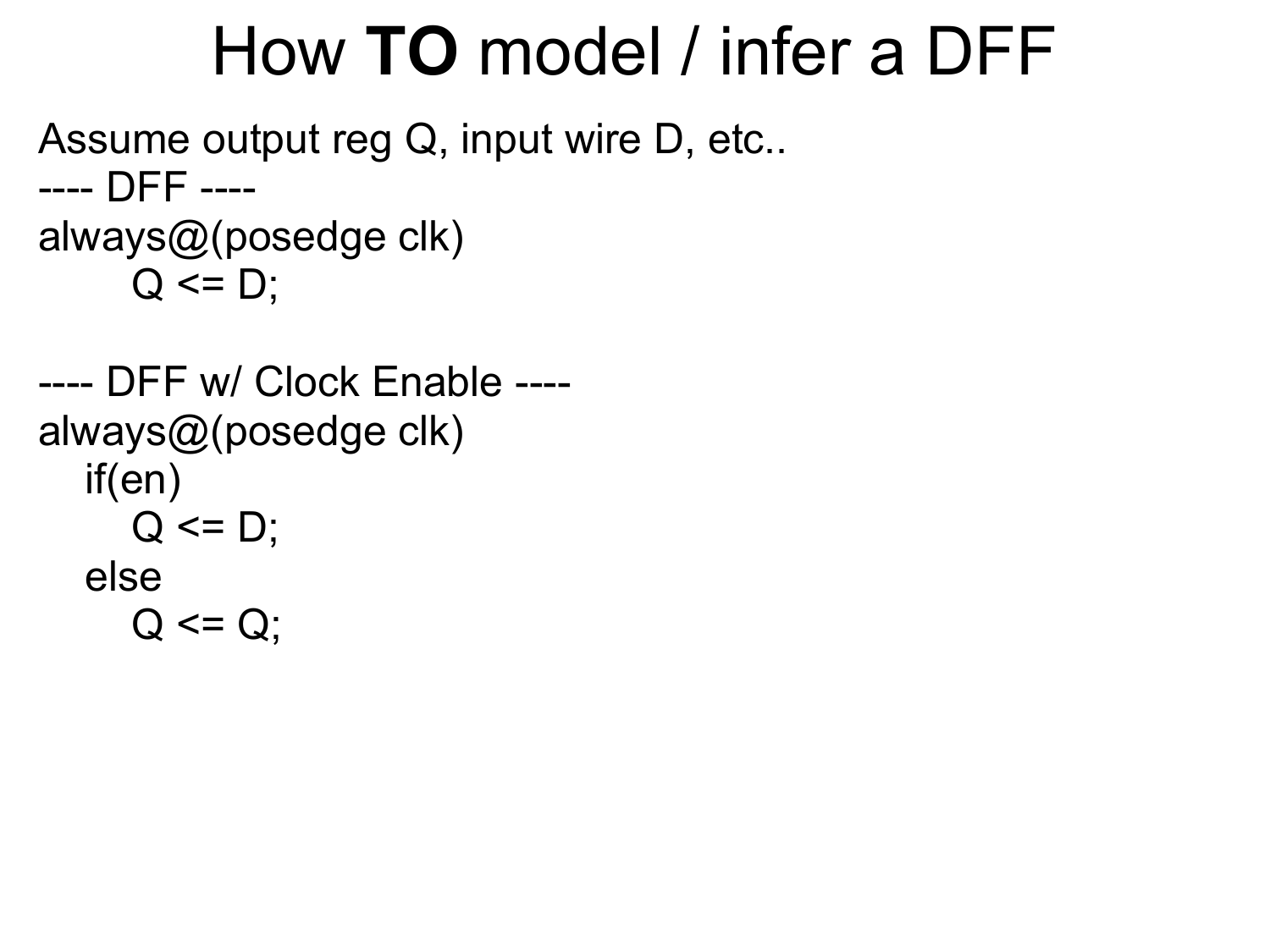# How **TO** model / infer a DFF

Assume output reg Q, input wire D, etc..

---- DFF ----

```
always@(posedge clk)
      Q <= D;
```

---- DFF w/ Clock Enable ----

```
always@(posedge clk)
   if(en)
      Q <= D;
   else
      Q <= Q;
```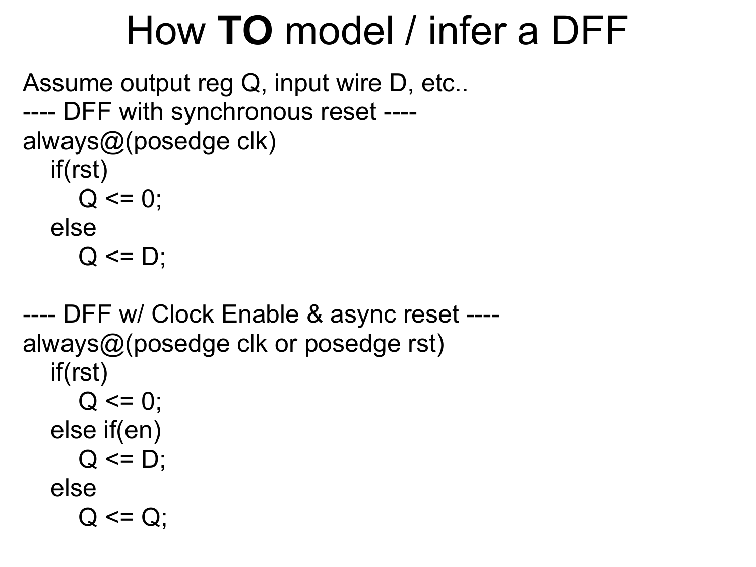# How **TO** model / infer a DFF

Assume output reg Q, input wire D, etc..

---- DFF with synchronous reset ----

```
always@(posedge clk)
   if(rst)
      Q <= 0;
   else
      Q <= D;
```

---- DFF w/ Clock Enable & async reset ----

```
always@(posedge clk or posedge rst)
   if(rst)
      Q <= 0;
   else if(en)
      Q <= D;
   else
      Q <= Q;
```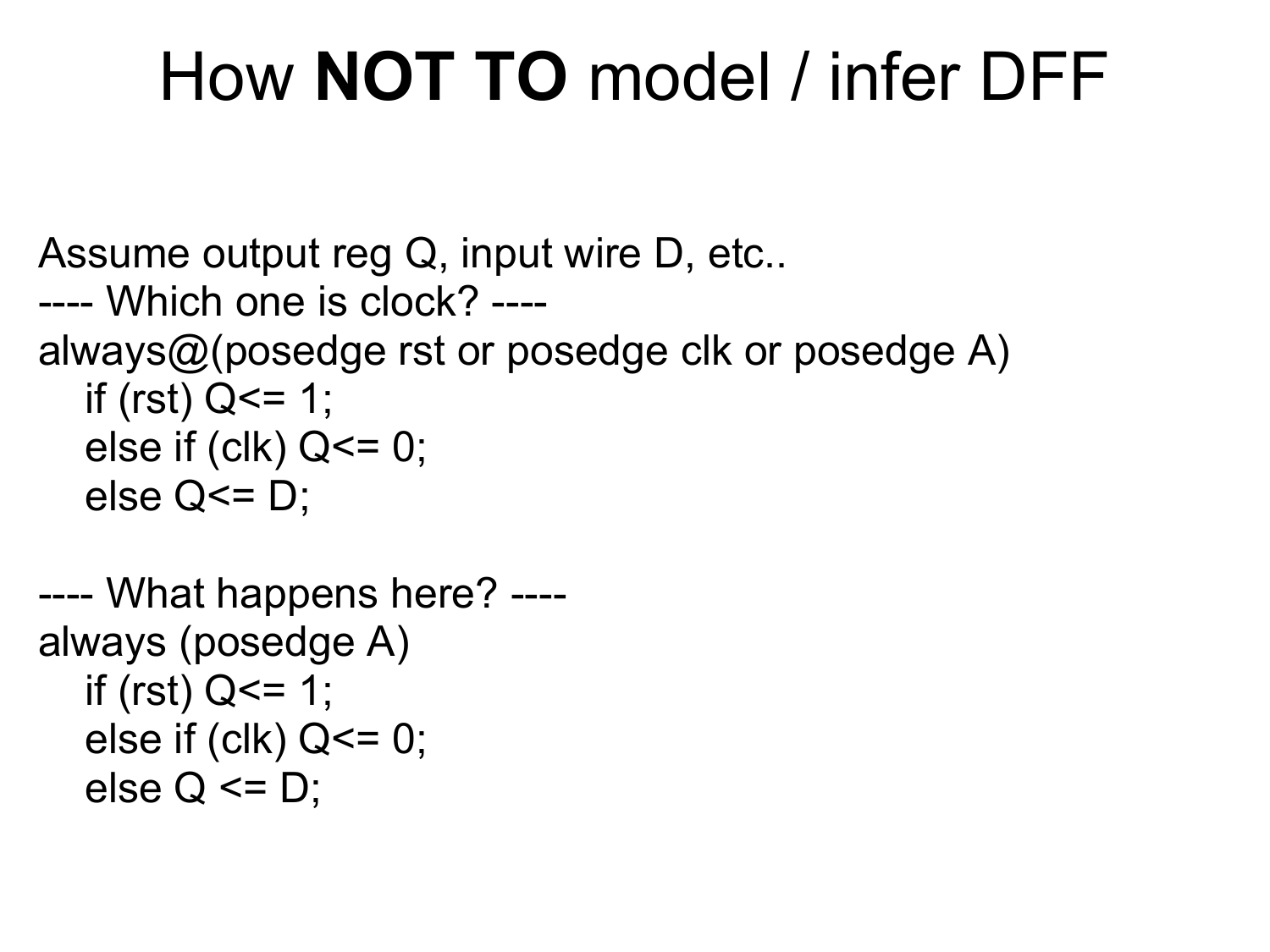# How **NOT TO** model / infer DFF

Assume output reg Q, input wire D, etc..

---- Which one is clock? ----

```
always@(posedge rst or posedge clk or posedge A)
   if (rst) Q<= 1;
   else if (clk) Q<= 0;
   else Q<= D;
```

---- What happens here? ----

```
always (posedge A)
   if (rst) Q<= 1;
   else if (clk) Q<= 0;
   else Q <= D;
```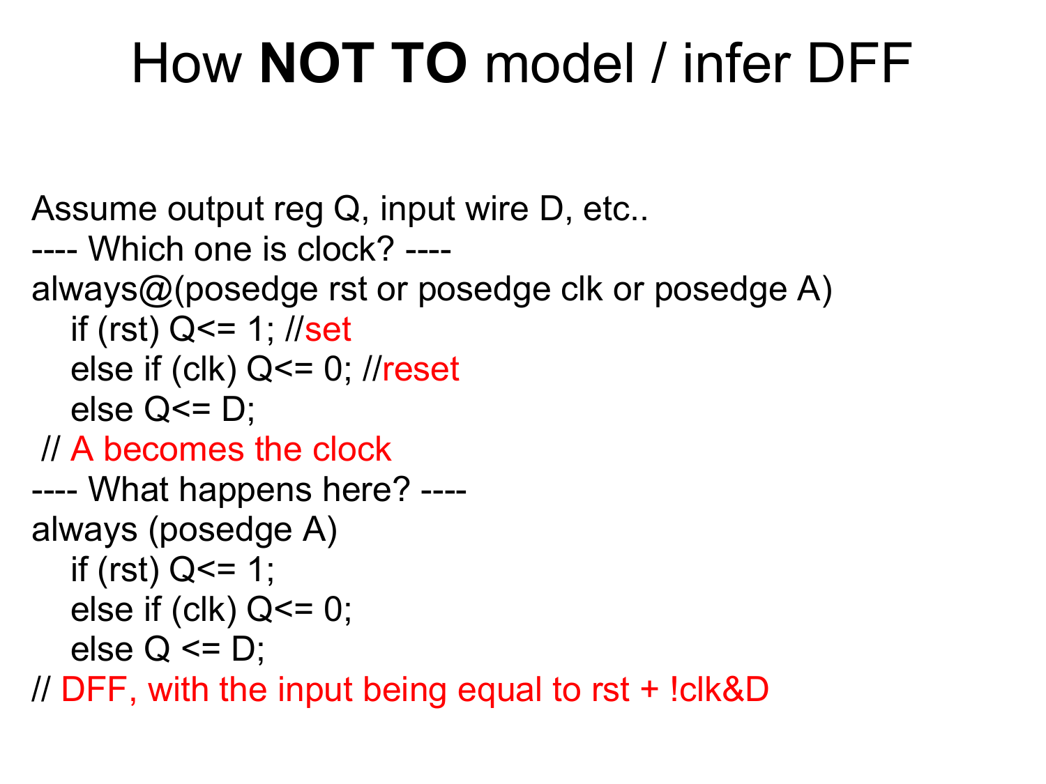# How **NOT TO** model / infer DFF

Assume output reg Q, input wire D, etc..

---- Which one is clock? ----

```
always@(posedge rst or posedge clk or posedge A)
   if (rst) Q<= 1; //set
   else if (clk) Q<= 0; //reset
   else Q<= D;
 // A becomes the clock
```

---- What happens here? ----

```
always (posedge A)
   if (rst) Q<= 1;
   else if (clk) Q<= 0;
   else Q <= D;
// DFF, with the input being equal to rst + !clk&D
```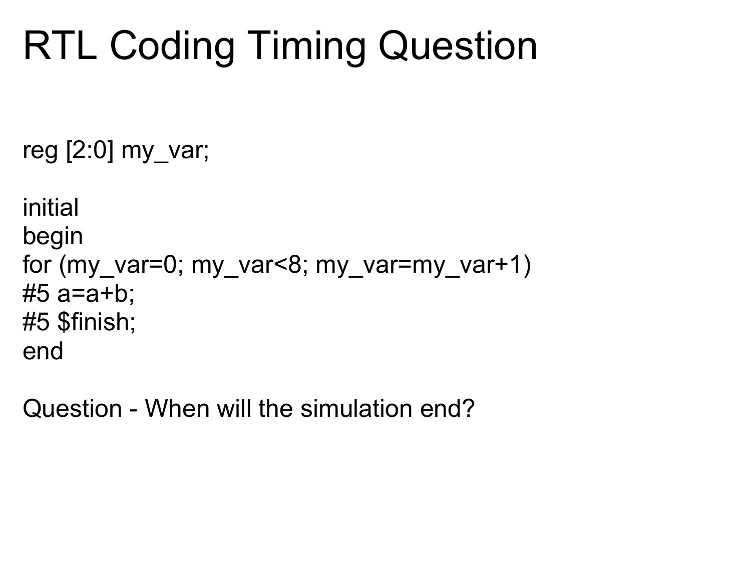# RTL Coding Timing Question

```
reg [2:0] my_var;

initial
begin
for (my_var=0; my_var<8; my_var=my_var+1)
#5 a=a+b;
#5 $finish;
end
```

Question - When will the simulation end?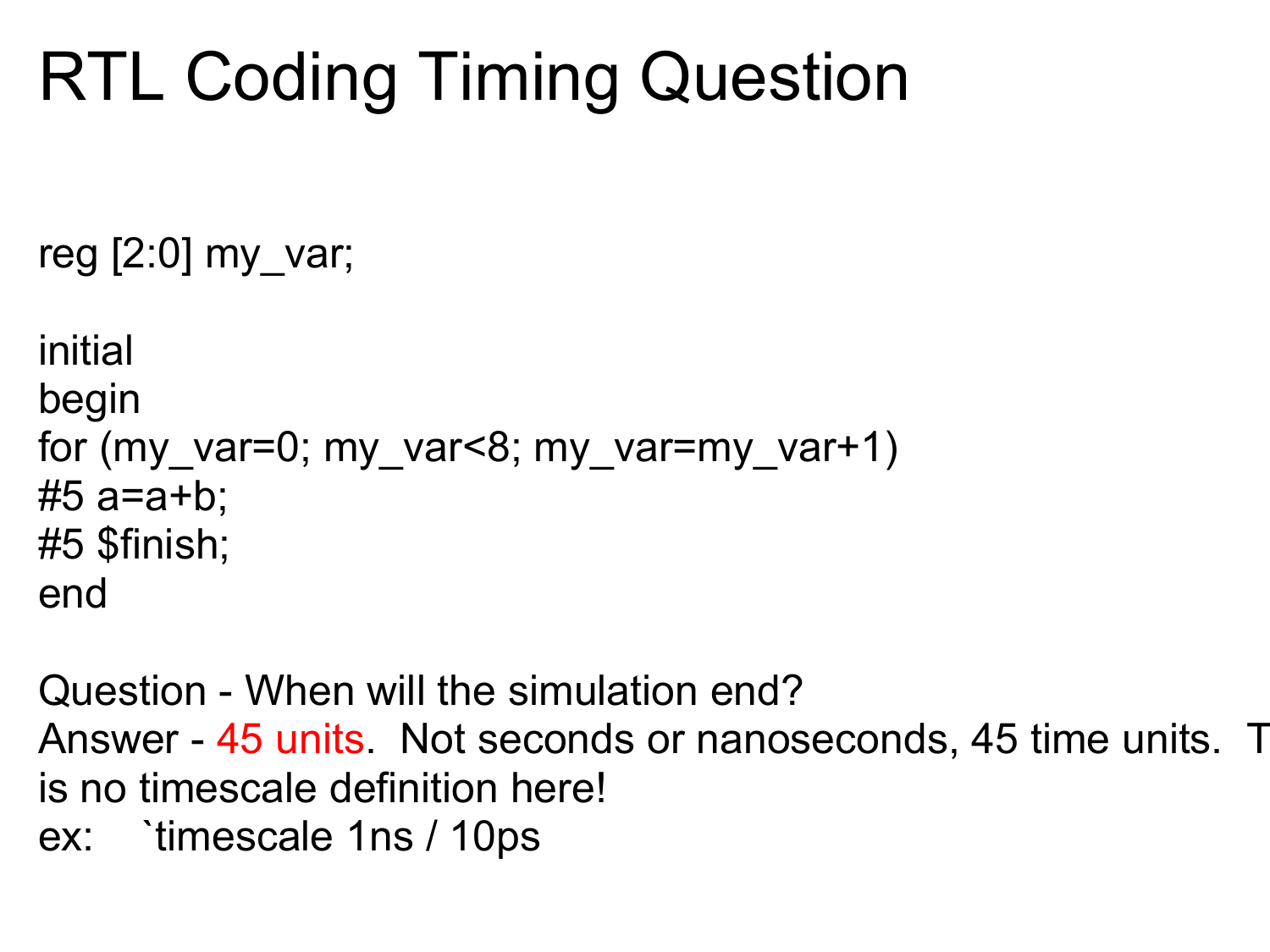# RTL Coding Timing Question

```
reg [2:0] my_var;

initial
begin
for (my_var=0; my_var<8; my_var=my_var+1)
#5 a=a+b;
#5 $finish;
end
```

Question - When will the simulation end?

Answer - 45 units. Not seconds or nanoseconds, 45 time units. T is no timescale definition here!

ex: `timescale 1ns / 10ps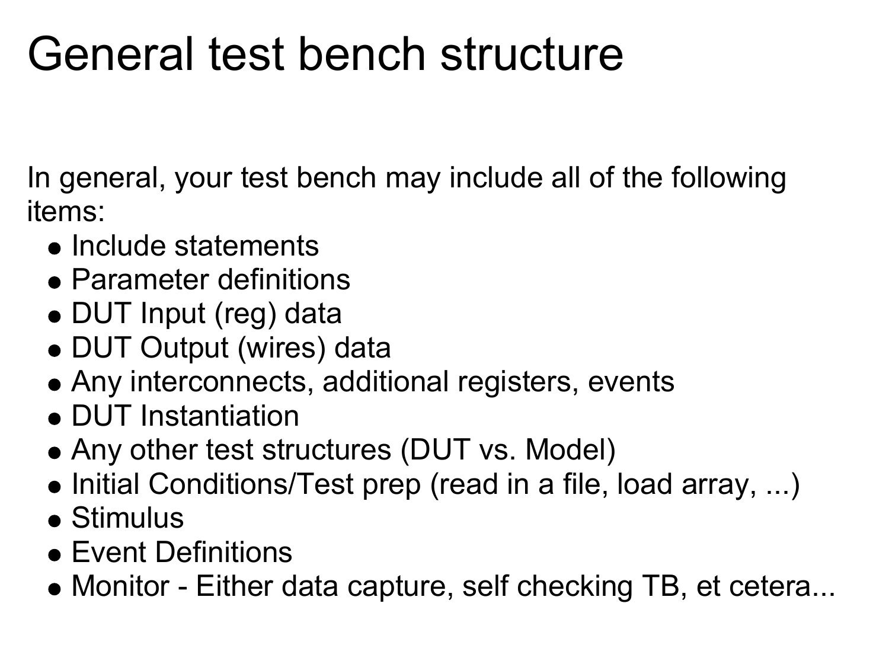# General test bench structure

In general, your test bench may include all of the following items:

- Include statements
- Parameter definitions
- DUT Input (reg) data
- DUT Output (wires) data
- Any interconnects, additional registers, events
- DUT Instantiation
- Any other test structures (DUT vs. Model)
- Initial Conditions/Test prep (read in a file, load array, ...)
- Stimulus
- Event Definitions
- Monitor - Either data capture, self checking TB, et cetera...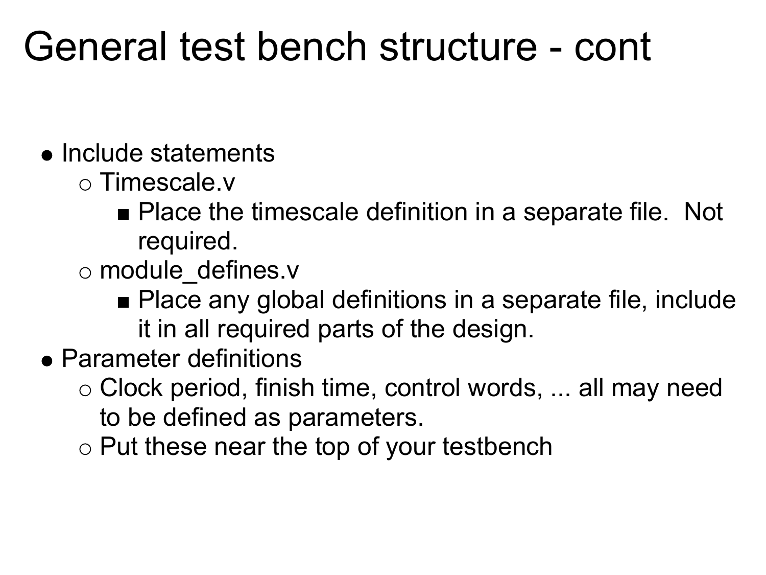# General test bench structure - cont

- Include statements
  - Timescale.v
    - Place the timescale definition in a separate file.  Not required.
  - module_defines.v
    - Place any global definitions in a separate file, include it in all required parts of the design.
- Parameter definitions
  - Clock period, finish time, control words, ... all may need to be defined as parameters.
  - Put these near the top of your testbench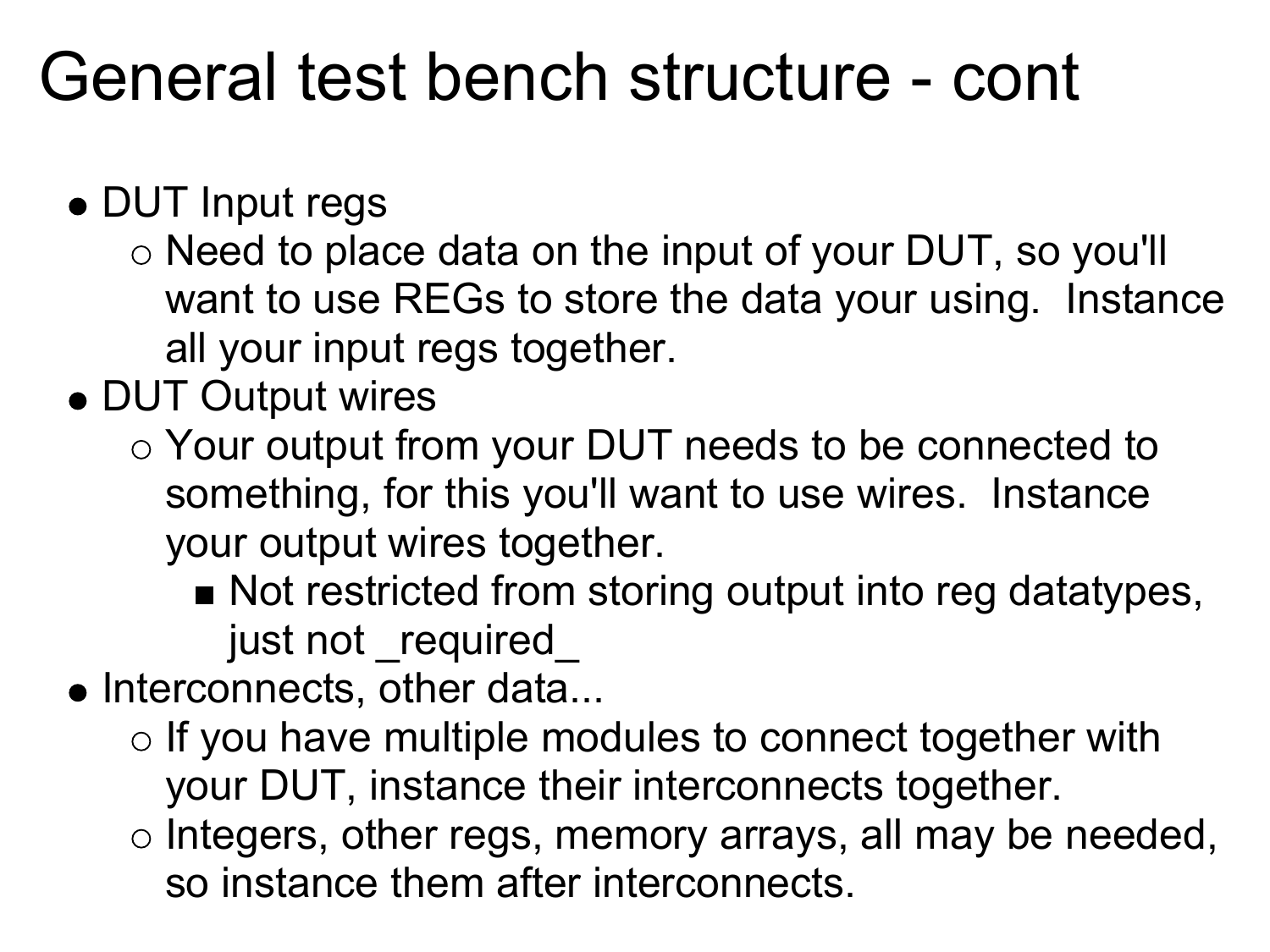# General test bench structure - cont

- DUT Input regs
  - Need to place data on the input of your DUT, so you'll want to use REGs to store the data your using. Instance all your input regs together.
- DUT Output wires
  - Your output from your DUT needs to be connected to something, for this you'll want to use wires. Instance your output wires together.
    - Not restricted from storing output into reg datatypes, just not _required_
- Interconnects, other data...
  - If you have multiple modules to connect together with your DUT, instance their interconnects together.
  - Integers, other regs, memory arrays, all may be needed, so instance them after interconnects.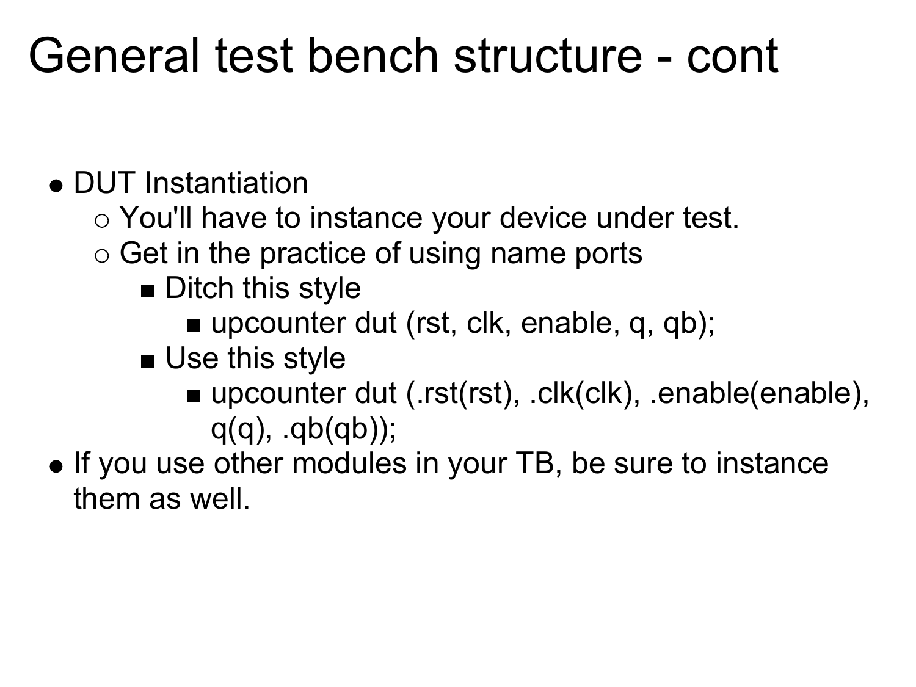# General test bench structure - cont

- DUT Instantiation
  - You'll have to instance your device under test.
  - Get in the practice of using name ports
    - Ditch this style
      - upcounter dut (rst, clk, enable, q, qb);
    - Use this style
      - upcounter dut (.rst(rst), .clk(clk), .enable(enable), q(q), .qb(qb));
- If you use other modules in your TB, be sure to instance them as well.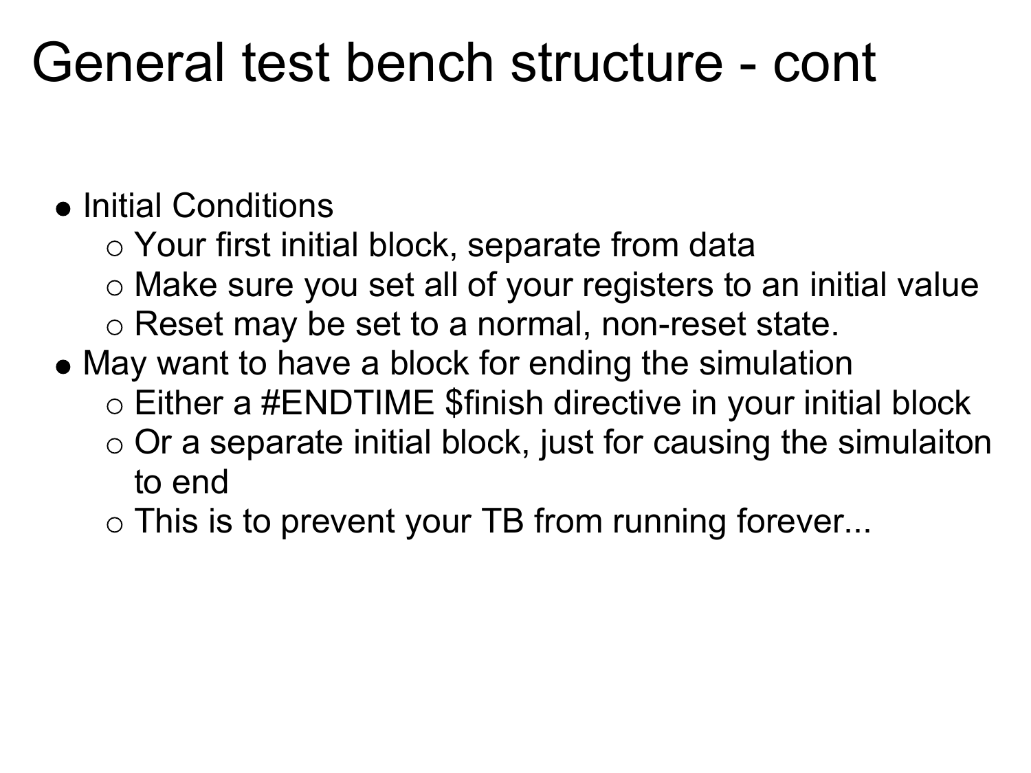# General test bench structure - cont

- Initial Conditions
  - Your first initial block, separate from data
  - Make sure you set all of your registers to an initial value
  - Reset may be set to a normal, non-reset state.
- May want to have a block for ending the simulation
  - Either a #ENDTIME $finish directive in your initial block
  - Or a separate initial block, just for causing the simulaiton to end
  - This is to prevent your TB from running forever...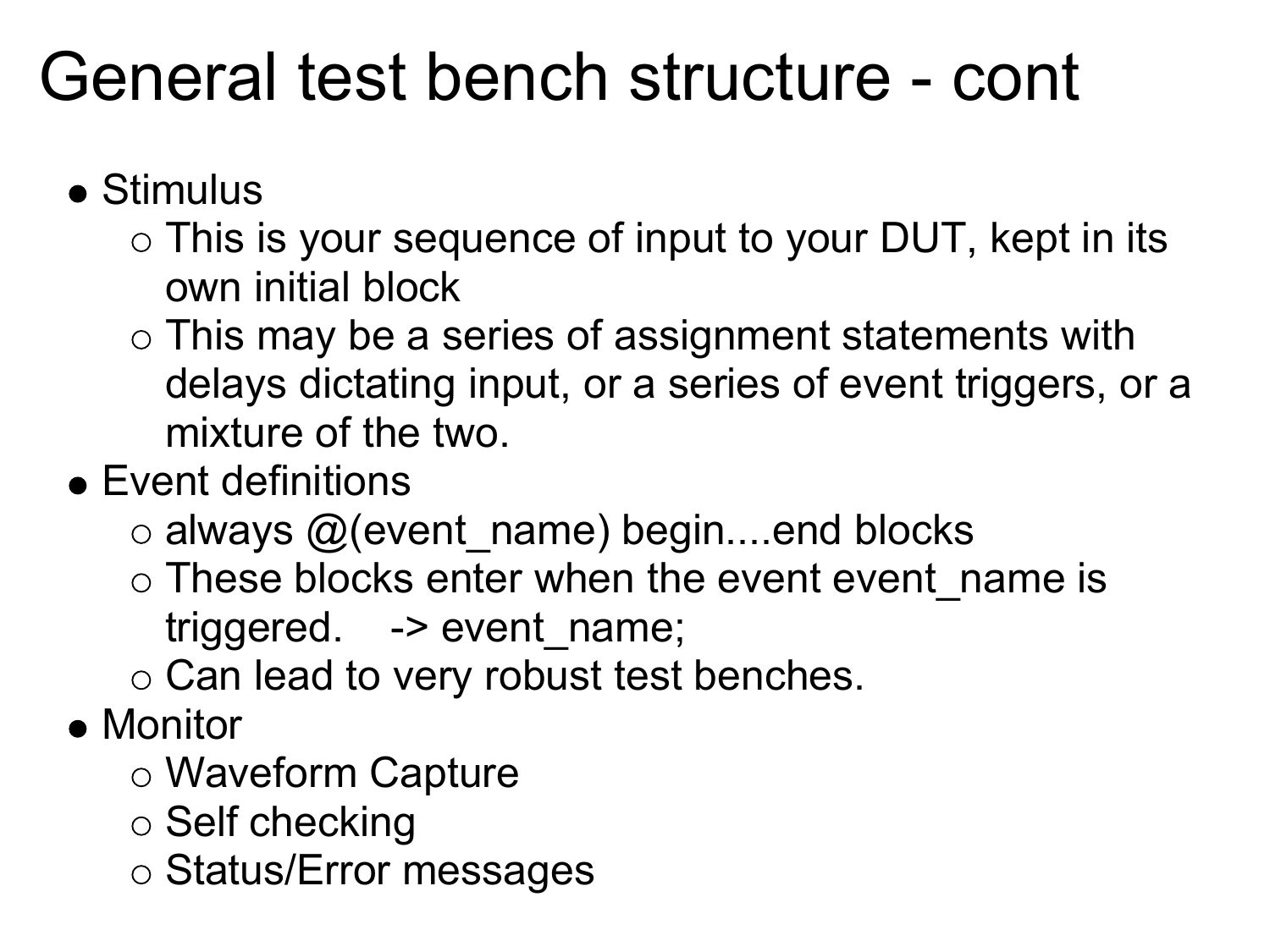# General test bench structure - cont

- Stimulus
  - This is your sequence of input to your DUT, kept in its own initial block
  - This may be a series of assignment statements with delays dictating input, or a series of event triggers, or a mixture of the two.
- Event definitions
  - always @(event_name) begin....end blocks
  - These blocks enter when the event event_name is triggered.    -> event_name;
  - Can lead to very robust test benches.
- Monitor
  - Waveform Capture
  - Self checking
  - Status/Error messages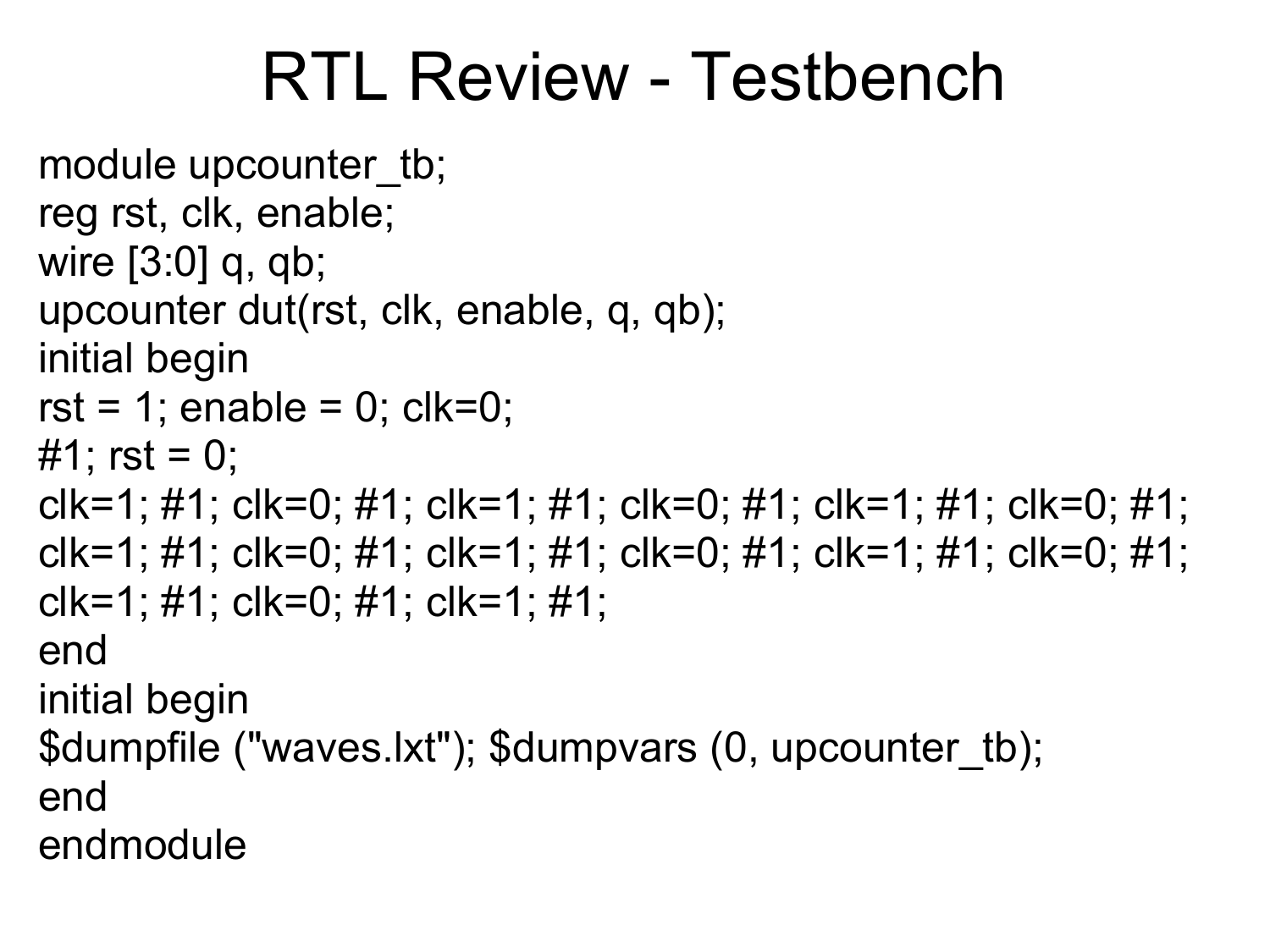# RTL Review - Testbench

```
module upcounter_tb;
reg rst, clk, enable;
wire [3:0] q, qb;
upcounter dut(rst, clk, enable, q, qb);
initial begin
rst = 1; enable = 0; clk=0;
#1; rst = 0;
clk=1; #1; clk=0; #1; clk=1; #1; clk=0; #1; clk=1; #1; clk=0; #1;
clk=1; #1; clk=0; #1; clk=1; #1; clk=0; #1; clk=1; #1; clk=0; #1;
clk=1; #1; clk=0; #1; clk=1; #1;
end
initial begin
$dumpfile ("waves.lxt"); $dumpvars (0, upcounter_tb);
end
endmodule
```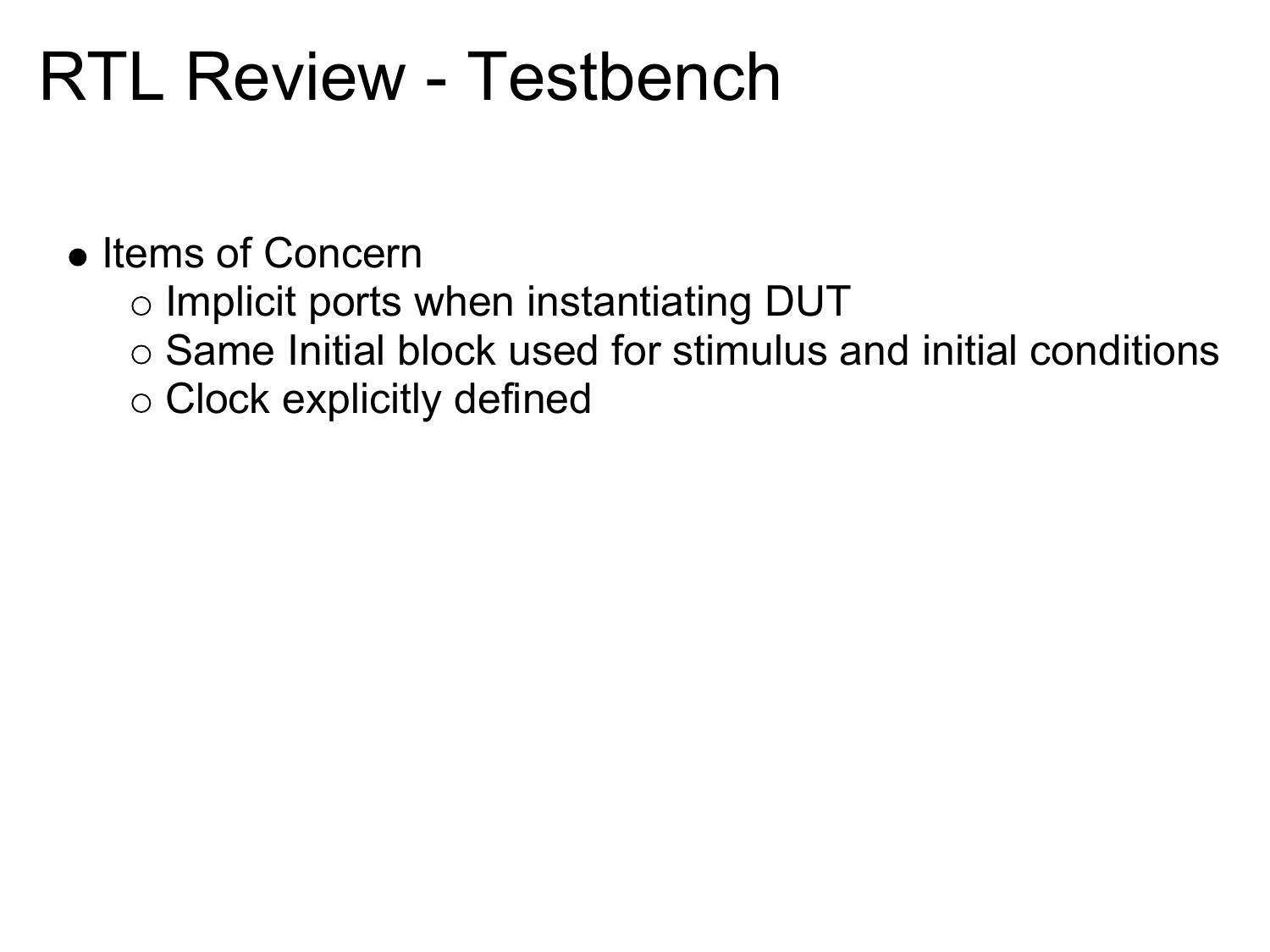# RTL Review - Testbench

- Items of Concern
  - Implicit ports when instantiating DUT
  - Same Initial block used for stimulus and initial conditions
  - Clock explicitly defined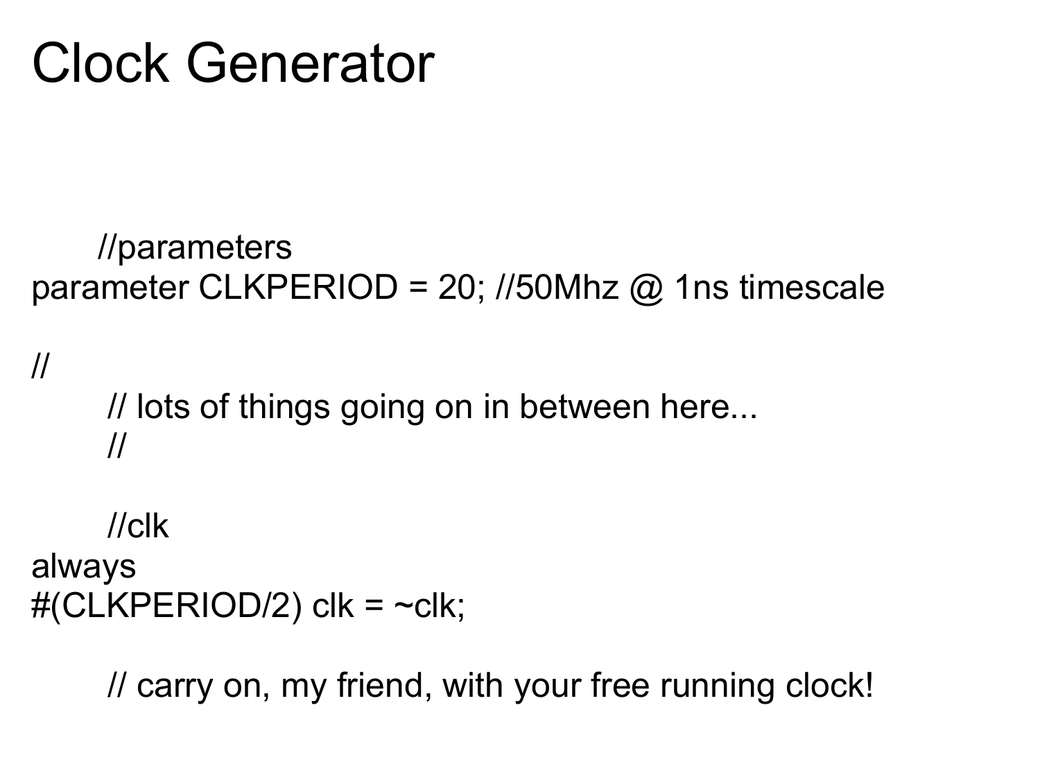# Clock Generator

```
      //parameters
parameter CLKPERIOD = 20; //50Mhz @ 1ns timescale

//
       // lots of things going on in between here...
       //

       //clk
always
#(CLKPERIOD/2) clk = ~clk;

       // carry on, my friend, with your free running clock!
```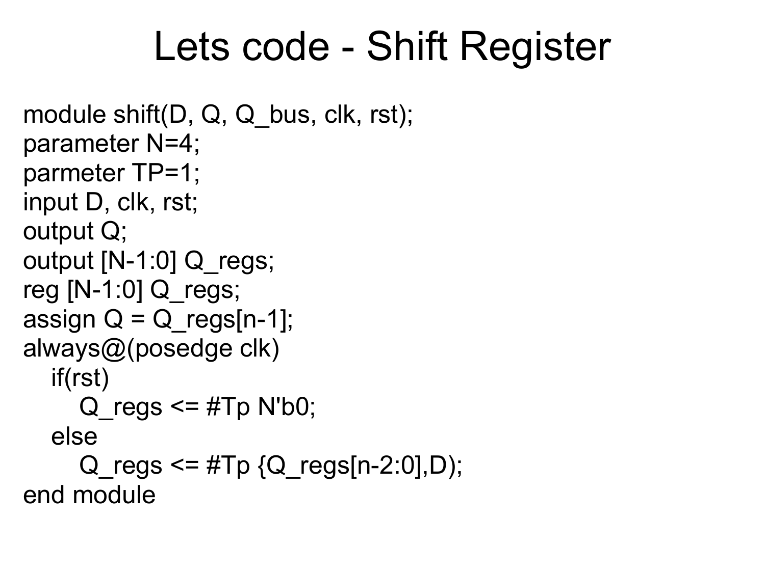# Lets code - Shift Register

```
module shift(D, Q, Q_bus, clk, rst);
parameter N=4;
parmeter TP=1;
input D, clk, rst;
output Q;
output [N-1:0] Q_regs;
reg [N-1:0] Q_regs;
assign Q = Q_regs[n-1];
always@(posedge clk)
   if(rst)
      Q_regs <= #Tp N'b0;
   else
      Q_regs <= #Tp {Q_regs[n-2:0],D);
end module
```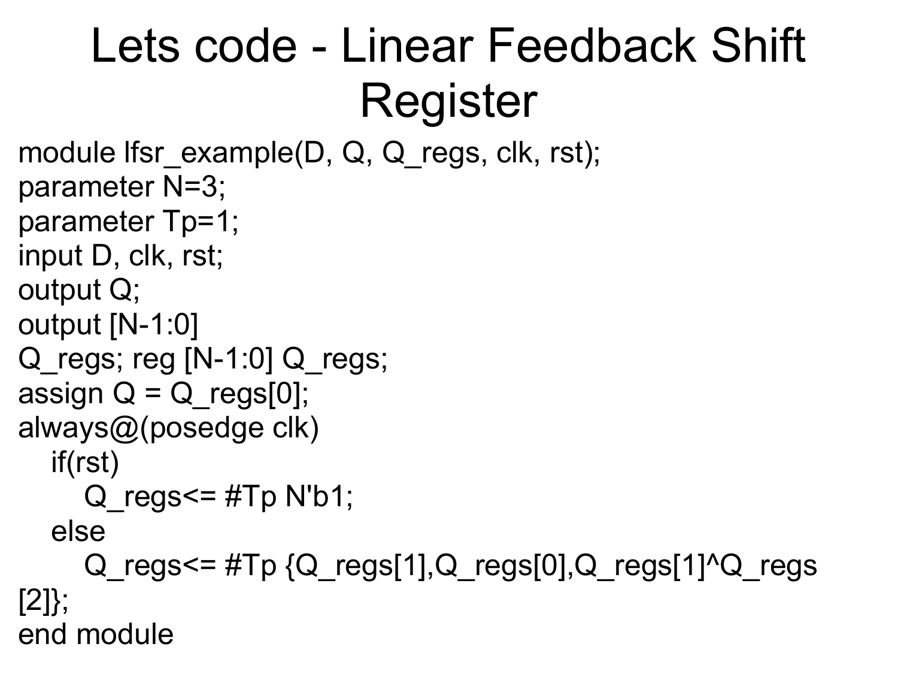# Lets code - Linear Feedback Shift Register

```
module lfsr_example(D, Q, Q_regs, clk, rst);
parameter N=3;
parameter Tp=1;
input D, clk, rst;
output Q;
output [N-1:0]
Q_regs; reg [N-1:0] Q_regs;
assign Q = Q_regs[0];
always@(posedge clk)
   if(rst)
      Q_regs<= #Tp N'b1;
   else
      Q_regs<= #Tp {Q_regs[1],Q_regs[0],Q_regs[1]^Q_regs
[2]};
end module
```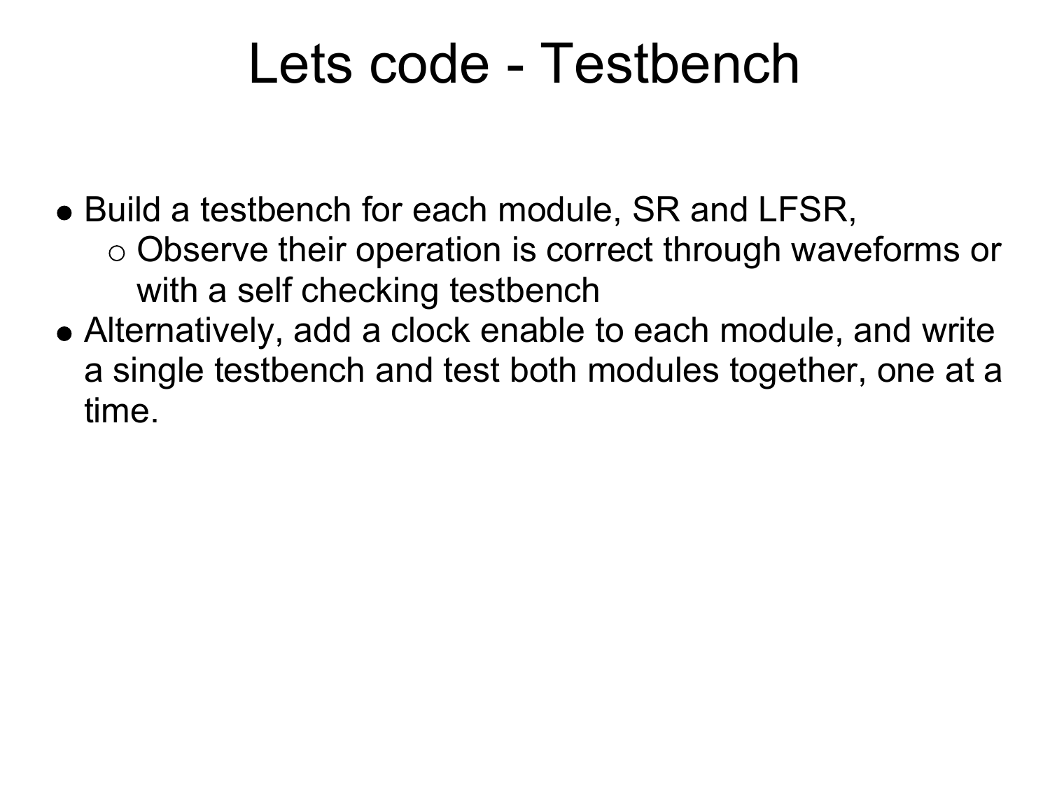# Lets code - Testbench

- Build a testbench for each module, SR and LFSR,
  - Observe their operation is correct through waveforms or with a self checking testbench
- Alternatively, add a clock enable to each module, and write a single testbench and test both modules together, one at a time.